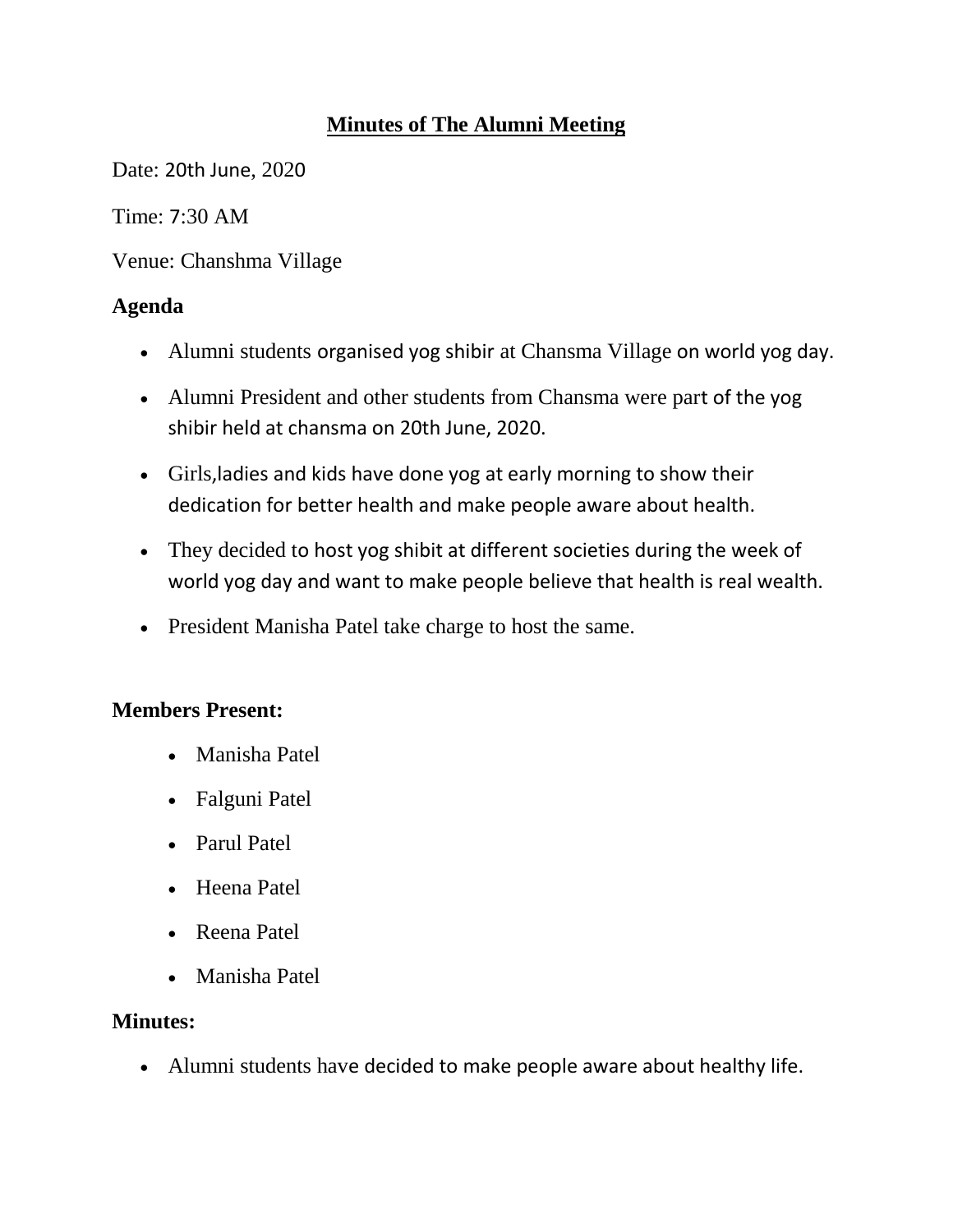# **Minutes of The Alumni Meeting**

Date: 20th June, 2020

Time: 7:30 AM

Venue: Chanshma Village

### Agenda

- Alumni students organised yog shibir at Chansma Village on world yog day.
- Alumni President and other students from Chansma were part of the yog shibir held at chansma on 20th June, 2020.
- Girls,ladies and kids have done yog at early morning to show their dedication for better health and make people aware about health.
- They decided to host yog shibit at different societies during the week of world yog day and want to make people believe that health is real wealth.
- President Manisha Patel take charge to host the same.

### Members Present:

- Manisha Patel
- Falguni Patel
- Parul Patel
- Heena Patel
- Reena Patel
- Manisha Patel

### Minutes:

- Alumni students have decided to make people aware about healthy life.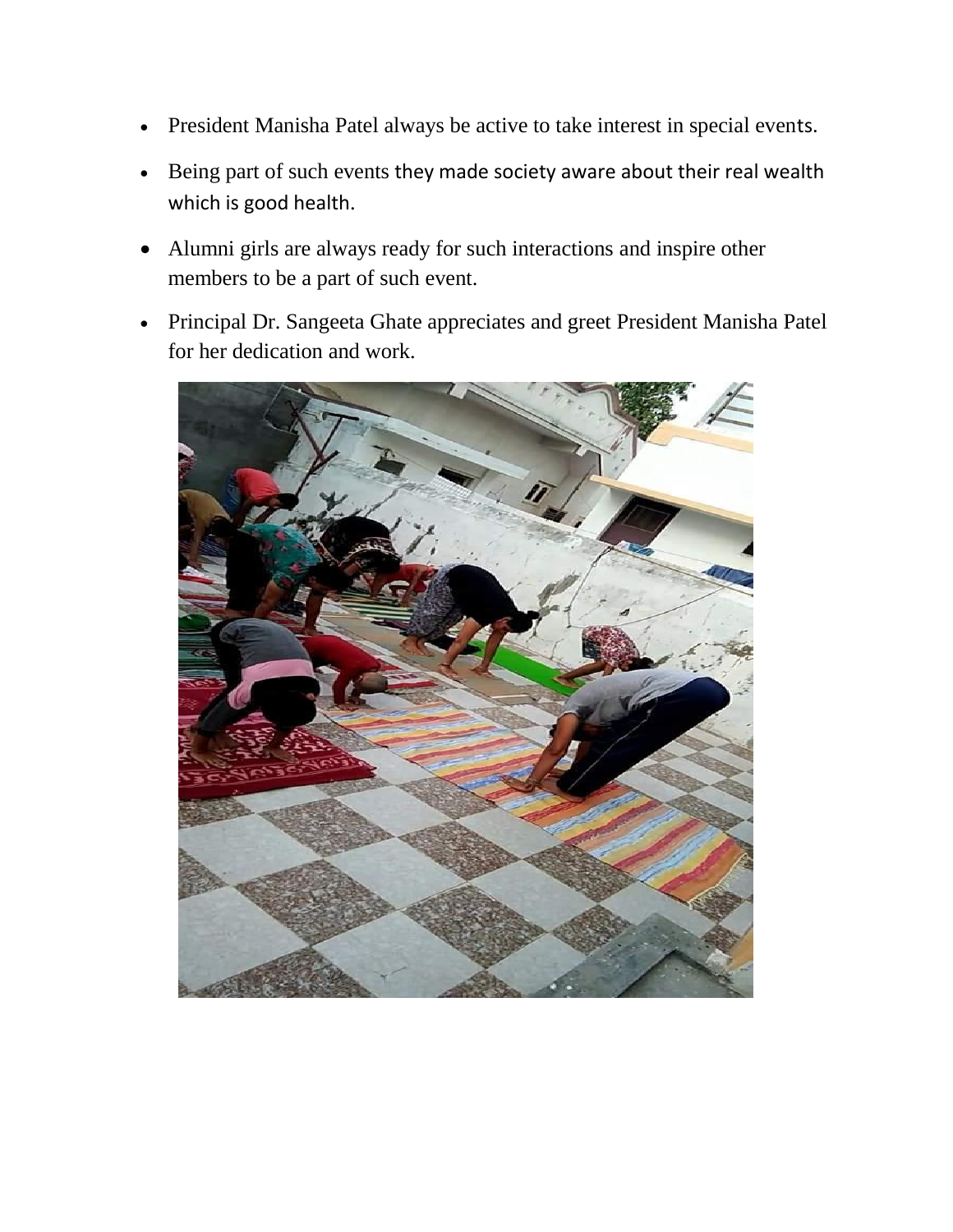- President Manisha Patel always be active to take interest in special events.
- Being part of such events they made society aware about their real wealth which is good health.
- Alumni girls are always ready for such interactions and inspire other members to be a part of such event.
- Principal Dr. Sangeeta Ghate appreciates and greet President Manisha Patel for her dedication and work.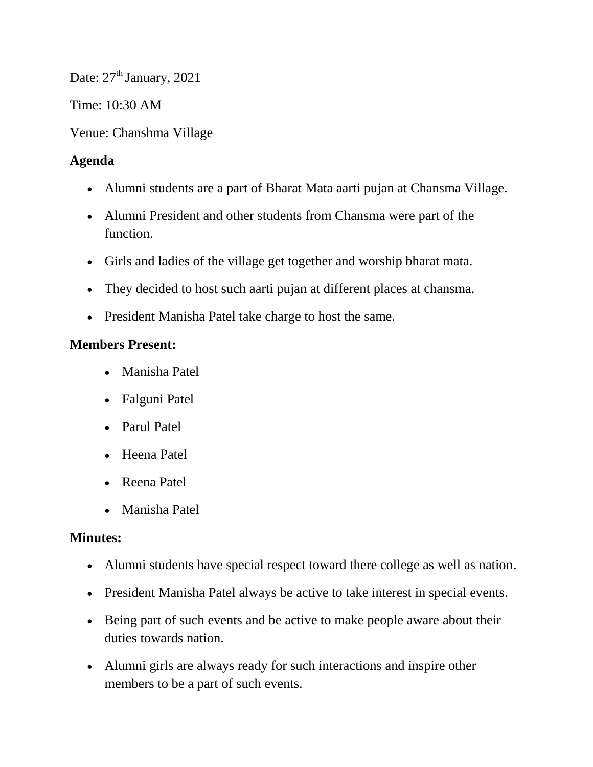Date: 27th January, 2021

Time: 10:30 AM

Venue: Chanshma Village

**Agenda**

- Alumni students are a part of Bharat Mata aarti pujan at Chansma Village.
- Alumni President and other students from Chansma were part of the function.
- Girls and ladies of the village get together and worship bharat mata.
- They decided to host such aarti pujan at different places at chansma.
- President Manisha Patel take charge to host the same.

**Members Present:**

- Manisha Patel
- Falguni Patel
- Parul Patel
- Heena Patel
- Reena Patel
- Manisha Patel

**Minutes:**

- Alumni students have special respect toward there college as well as nation.
- President Manisha Patel always be active to take interest in special events.
- Being part of such events and be active to make people aware about their duties towards nation.
- Alumni girls are always ready for such interactions and inspire other members to be a part of such events.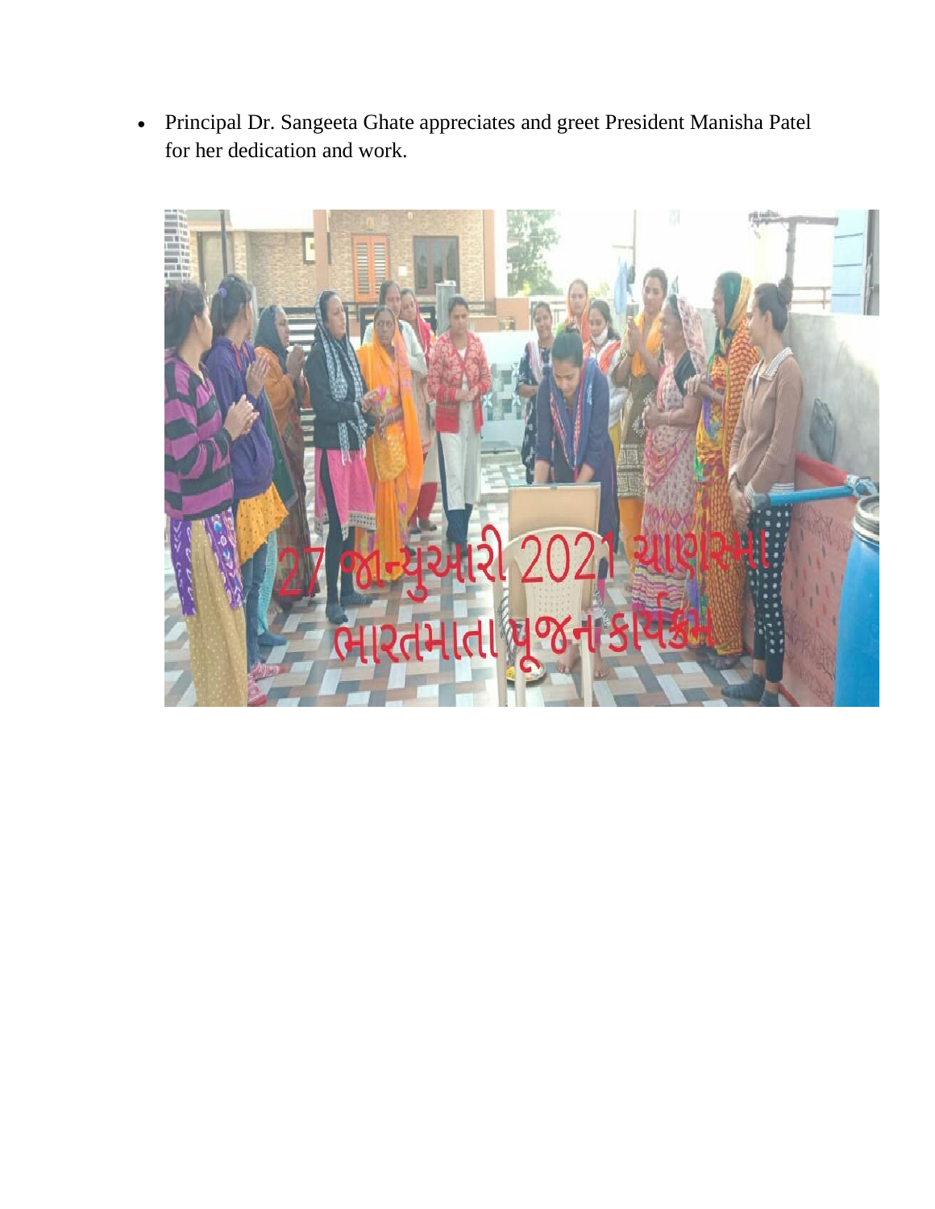- Principal Dr. Sangeeta Ghate appreciates and greet President Manisha Patel for her dedication and work.